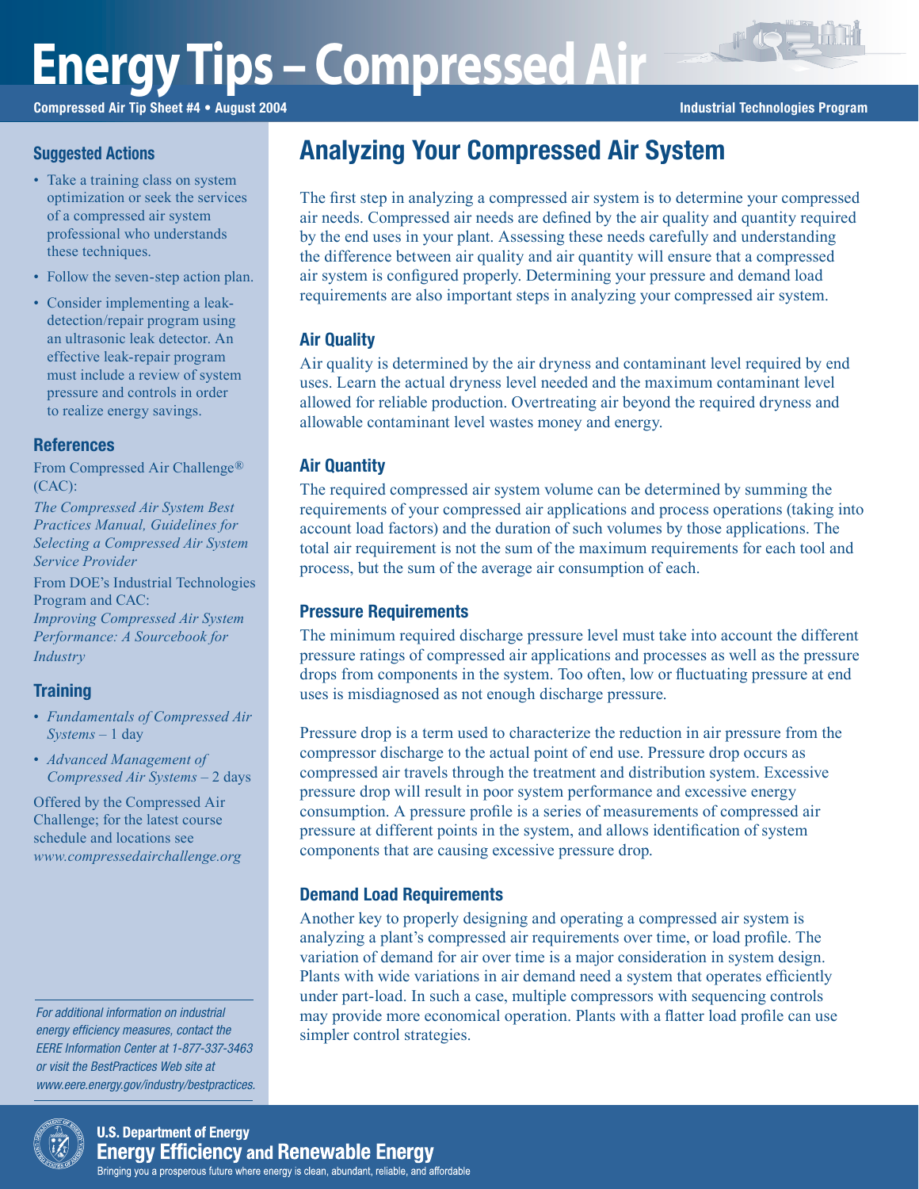# Energy Tips – Compressed Air

**Compressed Air Tip Sheet #4 • August 2004**

**Industrial Technologies Program**

## Analyzing Your Compressed Air System

The first step in analyzing a compressed air system is to determine your compressed air needs. Compressed air needs are defined by the air quality and quantity required by the end uses in your plant. Assessing these needs carefully and understanding the difference between air quality and air quantity will ensure that a compressed air system is configured properly. Determining your pressure and demand load requirements are also important steps in analyzing your compressed air system.

### Air Quality

Air quality is determined by the air dryness and contaminant level required by end uses. Learn the actual dryness level needed and the maximum contaminant level allowed for reliable production. Overtreating air beyond the required dryness and allowable contaminant level wastes money and energy.

### Air Quantity

The required compressed air system volume can be determined by summing the requirements of your compressed air applications and process operations (taking into account load factors) and the duration of such volumes by those applications. The total air requirement is not the sum of the maximum requirements for each tool and process, but the sum of the average air consumption of each.

### Pressure Requirements

The minimum required discharge pressure level must take into account the different pressure ratings of compressed air applications and processes as well as the pressure drops from components in the system. Too often, low or fluctuating pressure at end uses is misdiagnosed as not enough discharge pressure.

Pressure drop is a term used to characterize the reduction in air pressure from the compressor discharge to the actual point of end use. Pressure drop occurs as compressed air travels through the treatment and distribution system. Excessive pressure drop will result in poor system performance and excessive energy consumption. A pressure profile is a series of measurements of compressed air pressure at different points in the system, and allows identification of system components that are causing excessive pressure drop.

### Demand Load Requirements

Another key to properly designing and operating a compressed air system is analyzing a plant's compressed air requirements over time, or load profile. The variation of demand for air over time is a major consideration in system design. Plants with wide variations in air demand need a system that operates efficiently under part-load. In such a case, multiple compressors with sequencing controls may provide more economical operation. Plants with a flatter load profile can use simpler control strategies.

### Suggested Actions

- Take a training class on system optimization or seek the services of a compressed air system professional who understands these techniques.
- Follow the seven-step action plan.
- Consider implementing a leak-detection/repair program using an ultrasonic leak detector. An effective leak-repair program must include a review of system pressure and controls in order to realize energy savings.

### References

From Compressed Air Challenge® (CAC):

*The Compressed Air System Best Practices Manual, Guidelines for Selecting a Compressed Air System Service Provider*

From DOE's Industrial Technologies Program and CAC:

*Improving Compressed Air System Performance: A Sourcebook for Industry*

### Training

- *Fundamentals of Compressed Air Systems* – 1 day
- *Advanced Management of Compressed Air Systems* – 2 days

Offered by the Compressed Air Challenge; for the latest course schedule and locations see *www.compressedairchallenge.org*

*For additional information on industrial energy efficiency measures, contact the EERE Information Center at 1-877-337-3463 or visit the BestPractices Web site at www.eere.energy.gov/industry/bestpractices.*

**U.S. Department of Energy**
**Energy Efficiency and Renewable Energy**
Bringing you a prosperous future where energy is clean, abundant, reliable, and affordable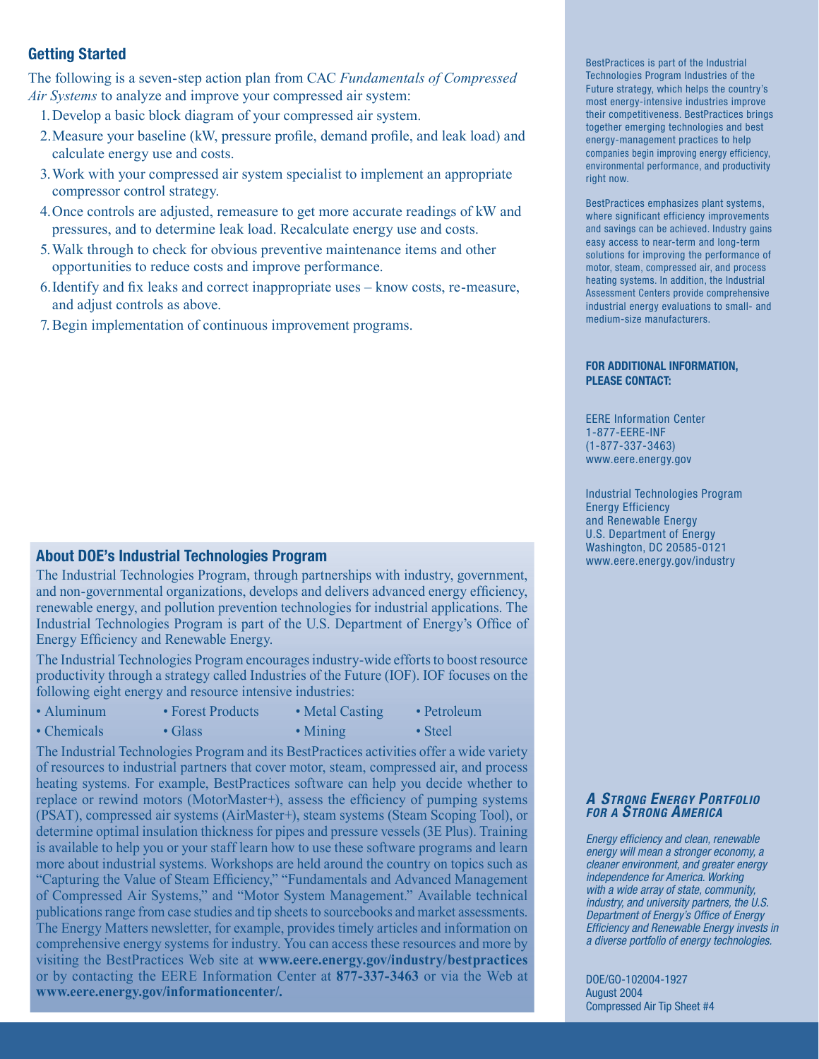## Getting Started

The following is a seven-step action plan from CAC *Fundamentals of Compressed Air Systems* to analyze and improve your compressed air system:

1. Develop a basic block diagram of your compressed air system.
2. Measure your baseline (kW, pressure profile, demand profile, and leak load) and calculate energy use and costs.
3. Work with your compressed air system specialist to implement an appropriate compressor control strategy.
4. Once controls are adjusted, remeasure to get more accurate readings of kW and pressures, and to determine leak load. Recalculate energy use and costs.
5. Walk through to check for obvious preventive maintenance items and other opportunities to reduce costs and improve performance.
6. Identify and fix leaks and correct inappropriate uses – know costs, re-measure, and adjust controls as above.
7. Begin implementation of continuous improvement programs.

## About DOE's Industrial Technologies Program

The Industrial Technologies Program, through partnerships with industry, government, and non-governmental organizations, develops and delivers advanced energy efficiency, renewable energy, and pollution prevention technologies for industrial applications. The Industrial Technologies Program is part of the U.S. Department of Energy's Office of Energy Efficiency and Renewable Energy.

The Industrial Technologies Program encourages industry-wide efforts to boost resource productivity through a strategy called Industries of the Future (IOF). IOF focuses on the following eight energy and resource intensive industries:

- Aluminum
- Forest Products
- Metal Casting
- Petroleum
- Chemicals
- Glass
- Mining
- Steel

The Industrial Technologies Program and its BestPractices activities offer a wide variety of resources to industrial partners that cover motor, steam, compressed air, and process heating systems. For example, BestPractices software can help you decide whether to replace or rewind motors (MotorMaster+), assess the efficiency of pumping systems (PSAT), compressed air systems (AirMaster+), steam systems (Steam Scoping Tool), or determine optimal insulation thickness for pipes and pressure vessels (3E Plus). Training is available to help you or your staff learn how to use these software programs and learn more about industrial systems. Workshops are held around the country on topics such as "Capturing the Value of Steam Efficiency," "Fundamentals and Advanced Management of Compressed Air Systems," and "Motor System Management." Available technical publications range from case studies and tip sheets to sourcebooks and market assessments. The Energy Matters newsletter, for example, provides timely articles and information on comprehensive energy systems for industry. You can access these resources and more by visiting the BestPractices Web site at **www.eere.energy.gov/industry/bestpractices** or by contacting the EERE Information Center at **877-337-3463** or via the Web at **www.eere.energy.gov/informationcenter/.**

BestPractices is part of the Industrial Technologies Program Industries of the Future strategy, which helps the country's most energy-intensive industries improve their competitiveness. BestPractices brings together emerging technologies and best energy-management practices to help companies begin improving energy efficiency, environmental performance, and productivity right now.

BestPractices emphasizes plant systems, where significant efficiency improvements and savings can be achieved. Industry gains easy access to near-term and long-term solutions for improving the performance of motor, steam, compressed air, and process heating systems. In addition, the Industrial Assessment Centers provide comprehensive industrial energy evaluations to small- and medium-size manufacturers.

**FOR ADDITIONAL INFORMATION, PLEASE CONTACT:**

EERE Information Center
1-877-EERE-INF
(1-877-337-3463)
www.eere.energy.gov

Industrial Technologies Program
Energy Efficiency
and Renewable Energy
U.S. Department of Energy
Washington, DC 20585-0121
www.eere.energy.gov/industry

***A Strong Energy Portfolio for a Strong America***

*Energy efficiency and clean, renewable energy will mean a stronger economy, a cleaner environment, and greater energy independence for America. Working with a wide array of state, community, industry, and university partners, the U.S. Department of Energy's Office of Energy Efficiency and Renewable Energy invests in a diverse portfolio of energy technologies.*

DOE/GO-102004-1927
August 2004
Compressed Air Tip Sheet #4